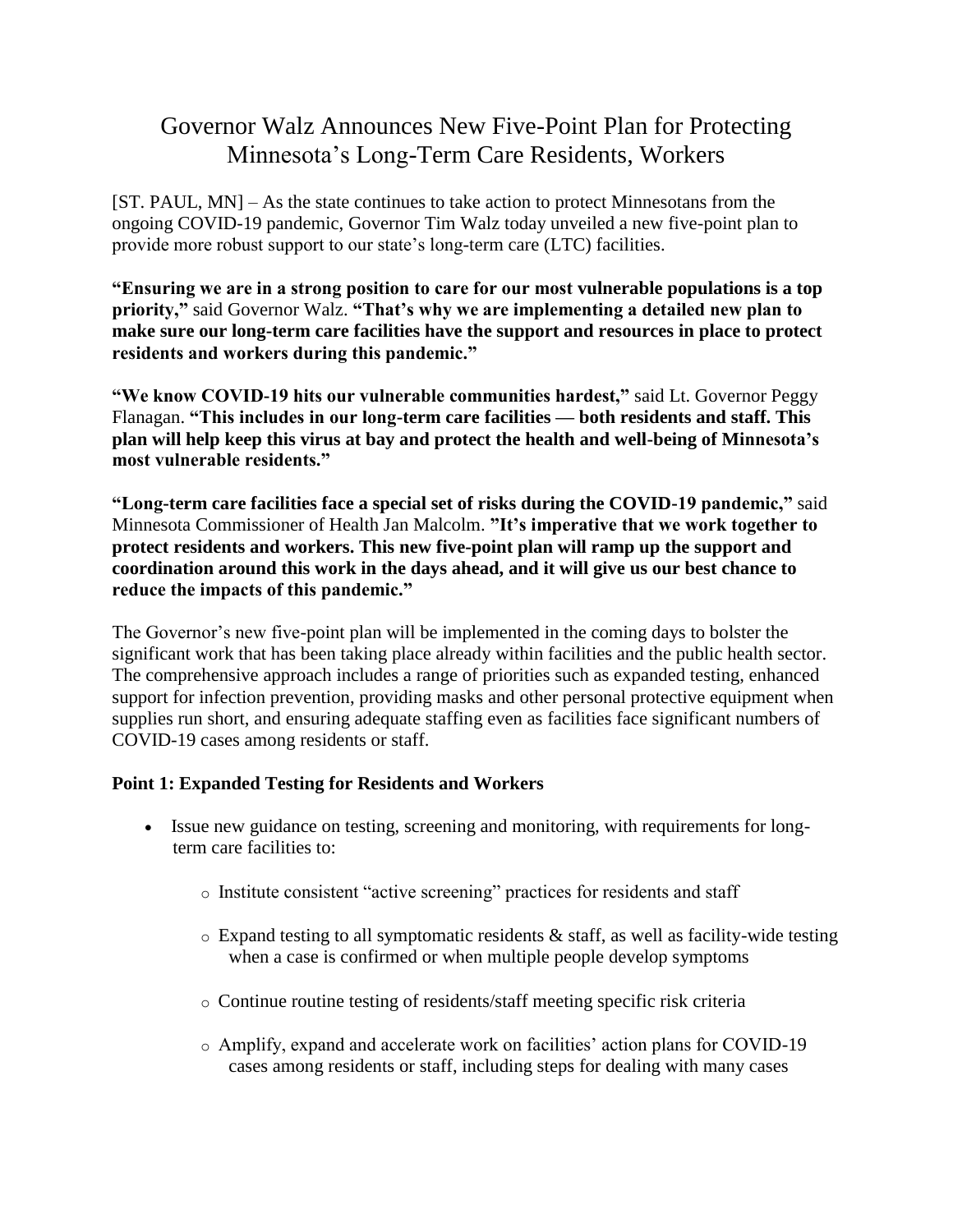# Governor Walz Announces New Five-Point Plan for Protecting Minnesota's Long-Term Care Residents, Workers

[ST. PAUL, MN] – As the state continues to take action to protect Minnesotans from the ongoing COVID-19 pandemic, Governor Tim Walz today unveiled a new five-point plan to provide more robust support to our state's long-term care (LTC) facilities.

**"Ensuring we are in a strong position to care for our most vulnerable populations is a top priority,"** said Governor Walz. **"That's why we are implementing a detailed new plan to make sure our long-term care facilities have the support and resources in place to protect residents and workers during this pandemic."**

**"We know COVID-19 hits our vulnerable communities hardest,"** said Lt. Governor Peggy Flanagan. **"This includes in our long-term care facilities — both residents and staff. This plan will help keep this virus at bay and protect the health and well-being of Minnesota's most vulnerable residents."**

**"Long-term care facilities face a special set of risks during the COVID-19 pandemic,"** said Minnesota Commissioner of Health Jan Malcolm. **"It's imperative that we work together to protect residents and workers. This new five-point plan will ramp up the support and coordination around this work in the days ahead, and it will give us our best chance to reduce the impacts of this pandemic."**

The Governor's new five-point plan will be implemented in the coming days to bolster the significant work that has been taking place already within facilities and the public health sector. The comprehensive approach includes a range of priorities such as expanded testing, enhanced support for infection prevention, providing masks and other personal protective equipment when supplies run short, and ensuring adequate staffing even as facilities face significant numbers of COVID-19 cases among residents or staff.

**Point 1: Expanded Testing for Residents and Workers**

- Issue new guidance on testing, screening and monitoring, with requirements for long-term care facilities to:
  - Institute consistent "active screening" practices for residents and staff
  - Expand testing to all symptomatic residents & staff, as well as facility-wide testing when a case is confirmed or when multiple people develop symptoms
  - Continue routine testing of residents/staff meeting specific risk criteria
  - Amplify, expand and accelerate work on facilities' action plans for COVID-19 cases among residents or staff, including steps for dealing with many cases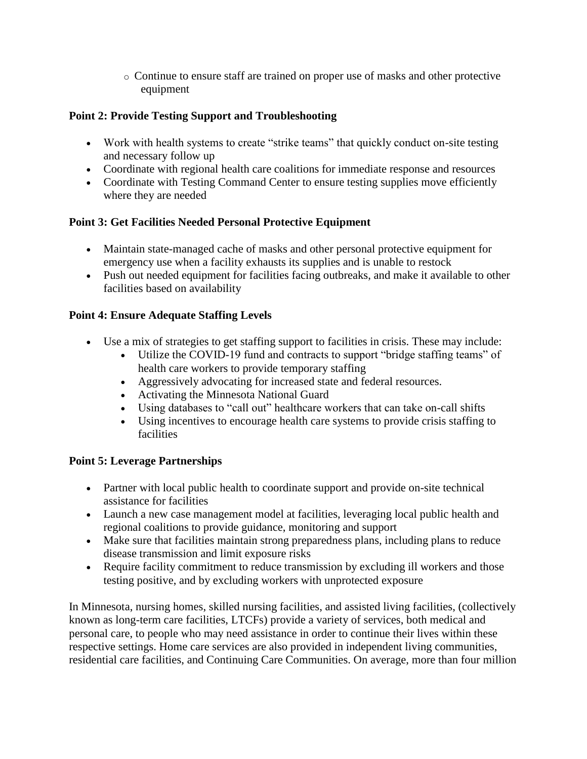- Continue to ensure staff are trained on proper use of masks and other protective equipment

**Point 2: Provide Testing Support and Troubleshooting**

- Work with health systems to create "strike teams" that quickly conduct on-site testing and necessary follow up
- Coordinate with regional health care coalitions for immediate response and resources
- Coordinate with Testing Command Center to ensure testing supplies move efficiently where they are needed

**Point 3: Get Facilities Needed Personal Protective Equipment**

- Maintain state-managed cache of masks and other personal protective equipment for emergency use when a facility exhausts its supplies and is unable to restock
- Push out needed equipment for facilities facing outbreaks, and make it available to other facilities based on availability

**Point 4: Ensure Adequate Staffing Levels**

- Use a mix of strategies to get staffing support to facilities in crisis. These may include:
  - Utilize the COVID-19 fund and contracts to support "bridge staffing teams" of health care workers to provide temporary staffing
  - Aggressively advocating for increased state and federal resources.
  - Activating the Minnesota National Guard
  - Using databases to "call out" healthcare workers that can take on-call shifts
  - Using incentives to encourage health care systems to provide crisis staffing to facilities

**Point 5: Leverage Partnerships**

- Partner with local public health to coordinate support and provide on-site technical assistance for facilities
- Launch a new case management model at facilities, leveraging local public health and regional coalitions to provide guidance, monitoring and support
- Make sure that facilities maintain strong preparedness plans, including plans to reduce disease transmission and limit exposure risks
- Require facility commitment to reduce transmission by excluding ill workers and those testing positive, and by excluding workers with unprotected exposure

In Minnesota, nursing homes, skilled nursing facilities, and assisted living facilities, (collectively known as long-term care facilities, LTCFs) provide a variety of services, both medical and personal care, to people who may need assistance in order to continue their lives within these respective settings. Home care services are also provided in independent living communities, residential care facilities, and Continuing Care Communities. On average, more than four million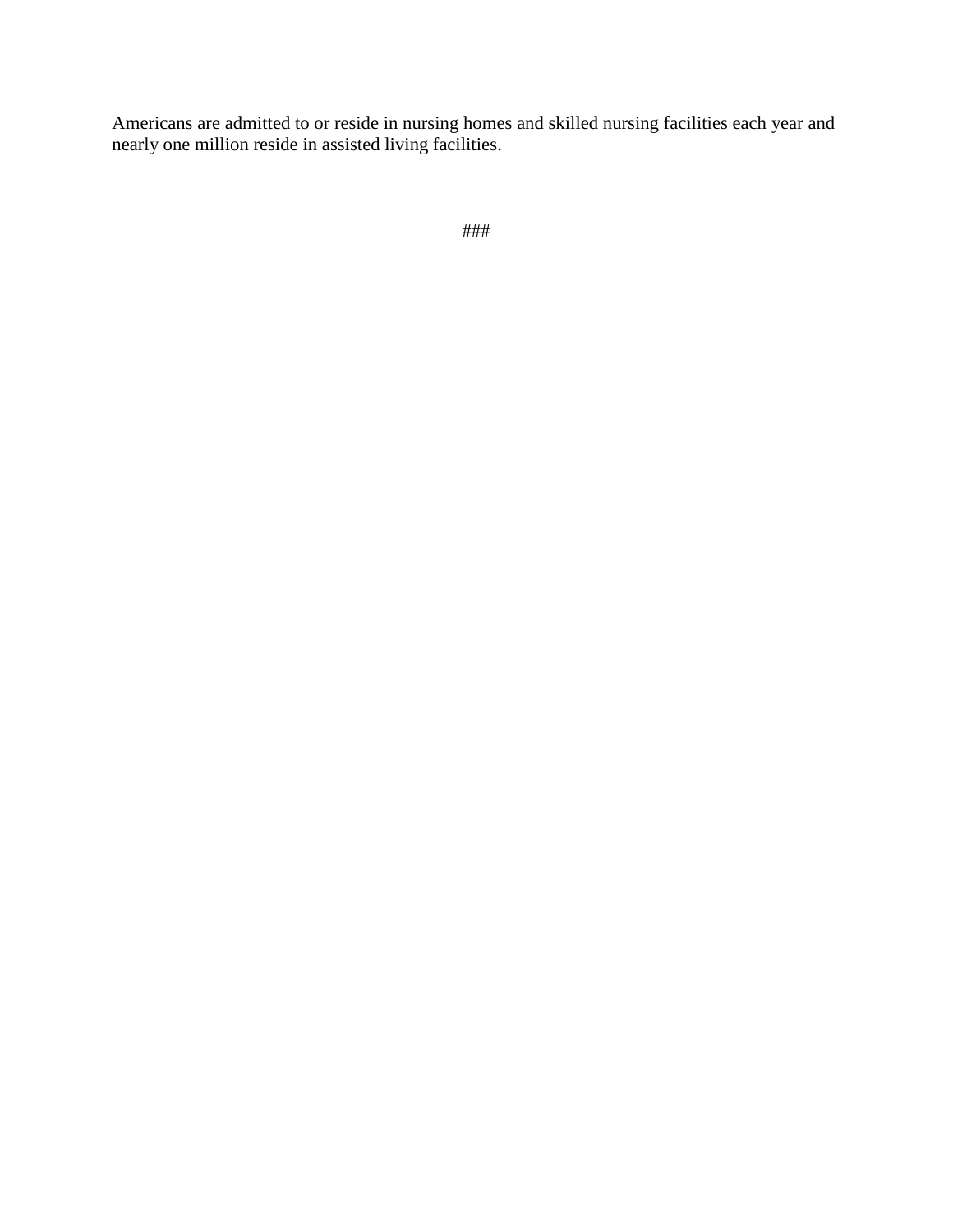Americans are admitted to or reside in nursing homes and skilled nursing facilities each year and nearly one million reside in assisted living facilities.

###